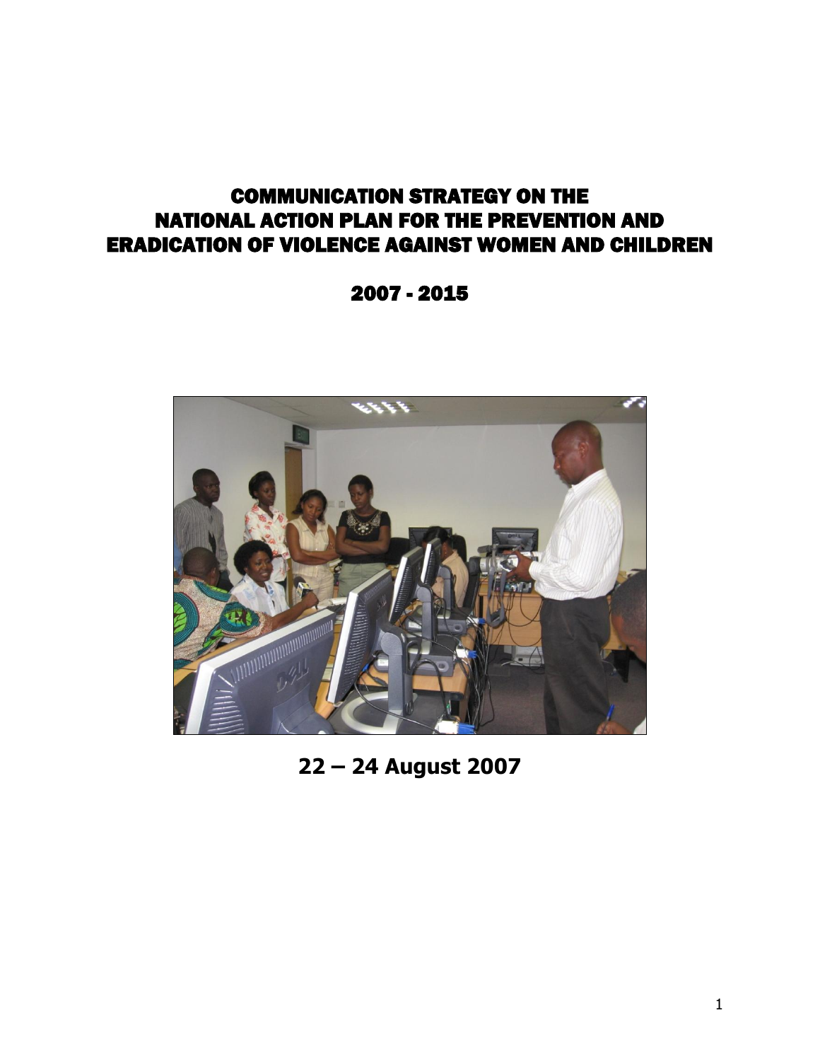# COMMUNICATION STRATEGY ON THE NATIONAL ACTION PLAN FOR THE PREVENTION AND ERADICATION OF VIOLENCE AGAINST WOMEN AND CHILDREN

## 2007 - 2015

**22 – 24 August 2007**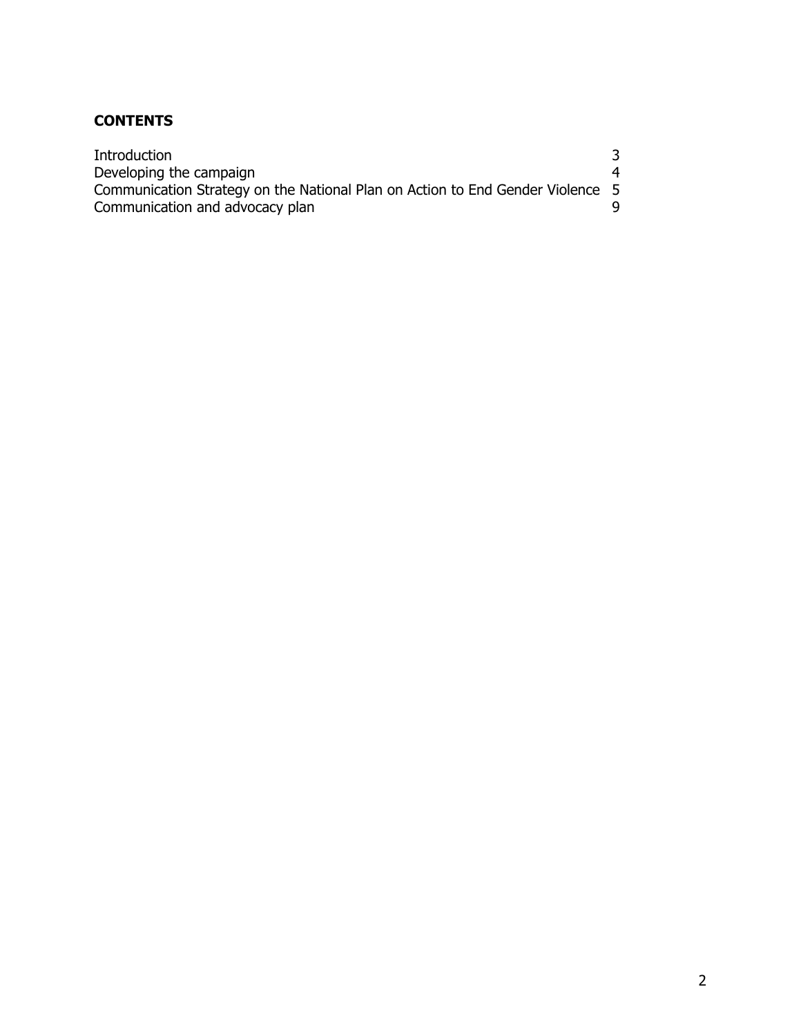**CONTENTS**

| | |
|---|---|
| Introduction | 3 |
| Developing the campaign | 4 |
| Communication Strategy on the National Plan on Action to End Gender Violence | 5 |
| Communication and advocacy plan | 9 |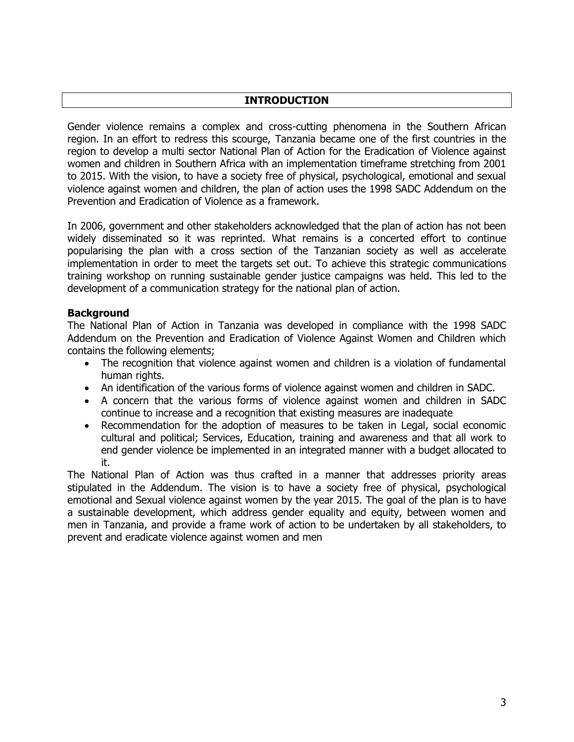## INTRODUCTION

Gender violence remains a complex and cross-cutting phenomena in the Southern African region. In an effort to redress this scourge, Tanzania became one of the first countries in the region to develop a multi sector National Plan of Action for the Eradication of Violence against women and children in Southern Africa with an implementation timeframe stretching from 2001 to 2015. With the vision, to have a society free of physical, psychological, emotional and sexual violence against women and children, the plan of action uses the 1998 SADC Addendum on the Prevention and Eradication of Violence as a framework.

In 2006, government and other stakeholders acknowledged that the plan of action has not been widely disseminated so it was reprinted. What remains is a concerted effort to continue popularising the plan with a cross section of the Tanzanian society as well as accelerate implementation in order to meet the targets set out. To achieve this strategic communications training workshop on running sustainable gender justice campaigns was held. This led to the development of a communication strategy for the national plan of action.

### Background

The National Plan of Action in Tanzania was developed in compliance with the 1998 SADC Addendum on the Prevention and Eradication of Violence Against Women and Children which contains the following elements;

- The recognition that violence against women and children is a violation of fundamental human rights.
- An identification of the various forms of violence against women and children in SADC.
- A concern that the various forms of violence against women and children in SADC continue to increase and a recognition that existing measures are inadequate
- Recommendation for the adoption of measures to be taken in Legal, social economic cultural and political; Services, Education, training and awareness and that all work to end gender violence be implemented in an integrated manner with a budget allocated to it.

The National Plan of Action was thus crafted in a manner that addresses priority areas stipulated in the Addendum. The vision is to have a society free of physical, psychological emotional and Sexual violence against women by the year 2015. The goal of the plan is to have a sustainable development, which address gender equality and equity, between women and men in Tanzania, and provide a frame work of action to be undertaken by all stakeholders, to prevent and eradicate violence against women and men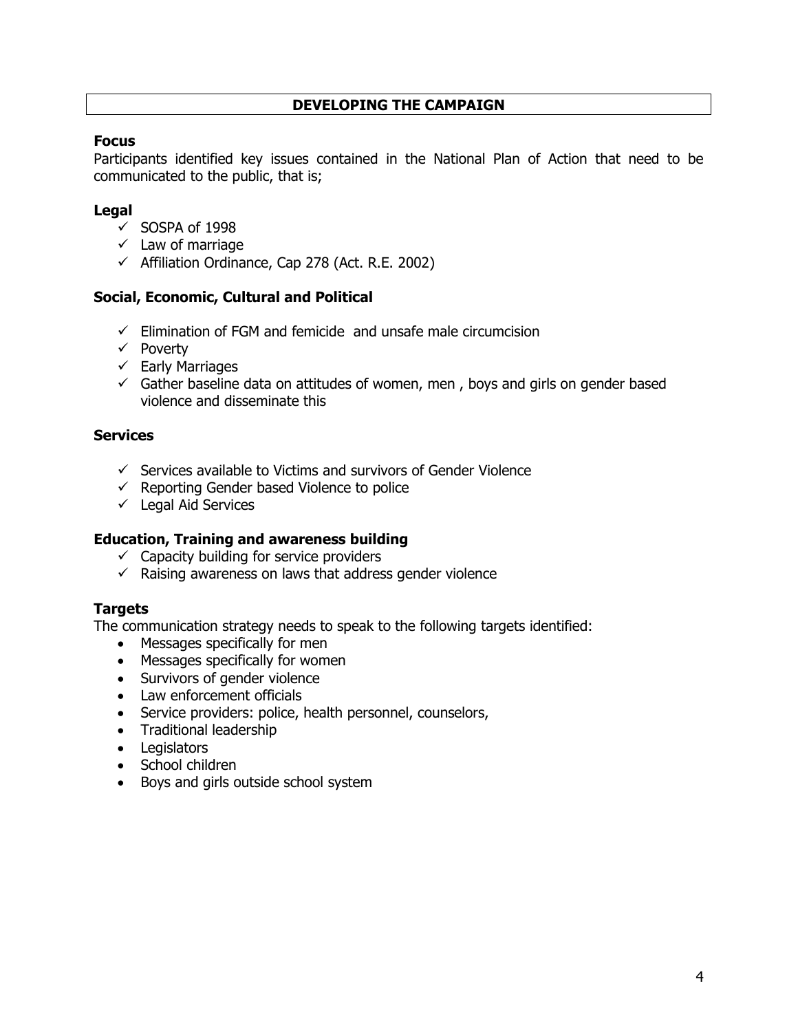## DEVELOPING THE CAMPAIGN

### Focus

Participants identified key issues contained in the National Plan of Action that need to be communicated to the public, that is;

### Legal

- ✓ SOSPA of 1998
- ✓ Law of marriage
- ✓ Affiliation Ordinance, Cap 278 (Act. R.E. 2002)

### Social, Economic, Cultural and Political

- ✓ Elimination of FGM and femicide and unsafe male circumcision
- ✓ Poverty
- ✓ Early Marriages
- ✓ Gather baseline data on attitudes of women, men , boys and girls on gender based violence and disseminate this

### Services

- ✓ Services available to Victims and survivors of Gender Violence
- ✓ Reporting Gender based Violence to police
- ✓ Legal Aid Services

### Education, Training and awareness building

- ✓ Capacity building for service providers
- ✓ Raising awareness on laws that address gender violence

### Targets

The communication strategy needs to speak to the following targets identified:

- Messages specifically for men
- Messages specifically for women
- Survivors of gender violence
- Law enforcement officials
- Service providers: police, health personnel, counselors,
- Traditional leadership
- Legislators
- School children
- Boys and girls outside school system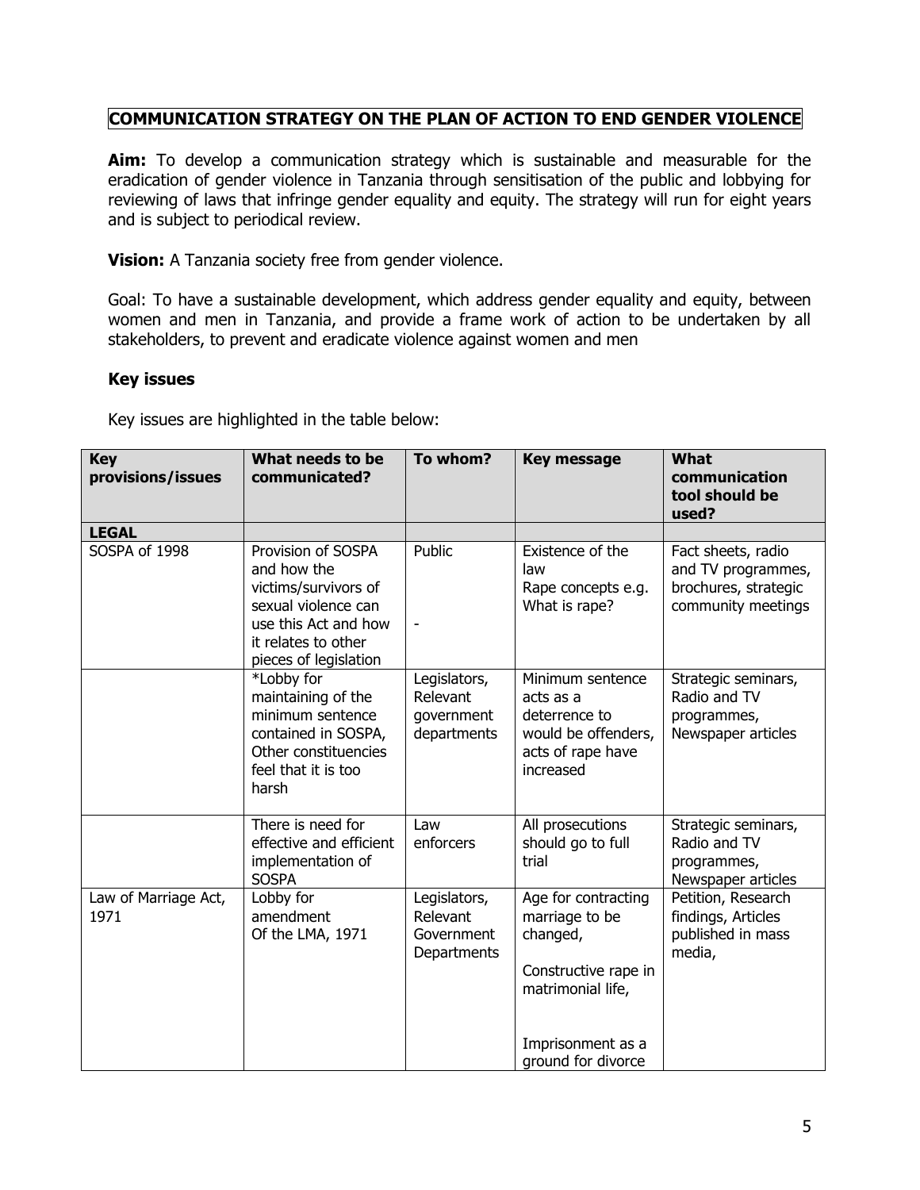# COMMUNICATION STRATEGY ON THE PLAN OF ACTION TO END GENDER VIOLENCE

**Aim:** To develop a communication strategy which is sustainable and measurable for the eradication of gender violence in Tanzania through sensitisation of the public and lobbying for reviewing of laws that infringe gender equality and equity. The strategy will run for eight years and is subject to periodical review.

**Vision:** A Tanzania society free from gender violence.

Goal: To have a sustainable development, which address gender equality and equity, between women and men in Tanzania, and provide a frame work of action to be undertaken by all stakeholders, to prevent and eradicate violence against women and men

### Key issues

Key issues are highlighted in the table below:

| Key provisions/issues | What needs to be communicated? | To whom? | Key message | What communication tool should be used? |
|---|---|---|---|---|
| **LEGAL** | | | | |
| SOSPA of 1998 | Provision of SOSPA and how the victims/survivors of sexual violence can use this Act and how it relates to other pieces of legislation | Public<br><br>- | Existence of the law<br>Rape concepts e.g. What is rape? | Fact sheets, radio and TV programmes, brochures, strategic community meetings |
| | *Lobby for maintaining of the minimum sentence contained in SOSPA, Other constituencies feel that it is too harsh | Legislators, Relevant government departments | Minimum sentence acts as a deterrence to would be offenders, acts of rape have increased | Strategic seminars, Radio and TV programmes, Newspaper articles |
| | There is need for effective and efficient implementation of SOSPA | Law enforcers | All prosecutions should go to full trial | Strategic seminars, Radio and TV programmes, Newspaper articles |
| Law of Marriage Act, 1971 | Lobby for amendment Of the LMA, 1971 | Legislators, Relevant Government Departments | Age for contracting marriage to be changed,<br><br>Constructive rape in matrimonial life,<br><br>Imprisonment as a ground for divorce | Petition, Research findings, Articles published in mass media, |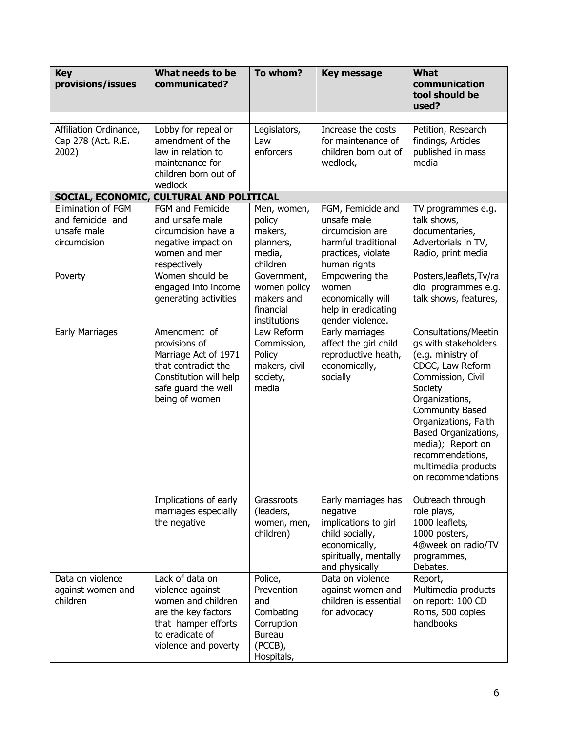| Key provisions/issues | What needs to be communicated? | To whom? | Key message | What communication tool should be used? |
|---|---|---|---|---|
| | | | | |
| Affiliation Ordinance, Cap 278 (Act. R.E. 2002) | Lobby for repeal or amendment of the law in relation to maintenance for children born out of wedlock | Legislators, Law enforcers | Increase the costs for maintenance of children born out of wedlock, | Petition, Research findings, Articles published in mass media |
| **SOCIAL, ECONOMIC, CULTURAL AND POLITICAL** | | | | |
| Elimination of FGM and femicide and unsafe male circumcision | FGM and Femicide and unsafe male circumcision have a negative impact on women and men respectively | Men, women, policy makers, planners, media, children | FGM, Femicide and unsafe male circumcision are harmful traditional practices, violate human rights | TV programmes e.g. talk shows, documentaries, Advertorials in TV, Radio, print media |
| Poverty | Women should be engaged into income generating activities | Government, women policy makers and financial institutions | Empowering the women economically will help in eradicating gender violence. | Posters,leaflets,Tv/radio programmes e.g. talk shows, features, |
| Early Marriages | Amendment of provisions of Marriage Act of 1971 that contradict the Constitution will help safe guard the well being of women | Law Reform Commission, Policy makers, civil society, media | Early marriages affect the girl child reproductive heath, economically, socially | Consultations/Meetings with stakeholders (e.g. ministry of CDGC, Law Reform Commission, Civil Society Organizations, Community Based Organizations, Faith Based Organizations, media); Report on recommendations, multimedia products on recommendations |
| | Implications of early marriages especially the negative | Grassroots (leaders, women, men, children) | Early marriages has negative implications to girl child socially, economically, spiritually, mentally and physically | Outreach through role plays, 1000 leaflets, 1000 posters, 4@week on radio/TV programmes, Debates. |
| Data on violence against women and children | Lack of data on violence against women and children are the key factors that hamper efforts to eradicate of violence and poverty | Police, Prevention and Combating Corruption Bureau (PCCB), Hospitals, | Data on violence against women and children is essential for advocacy | Report, Multimedia products on report: 100 CD Roms, 500 copies handbooks |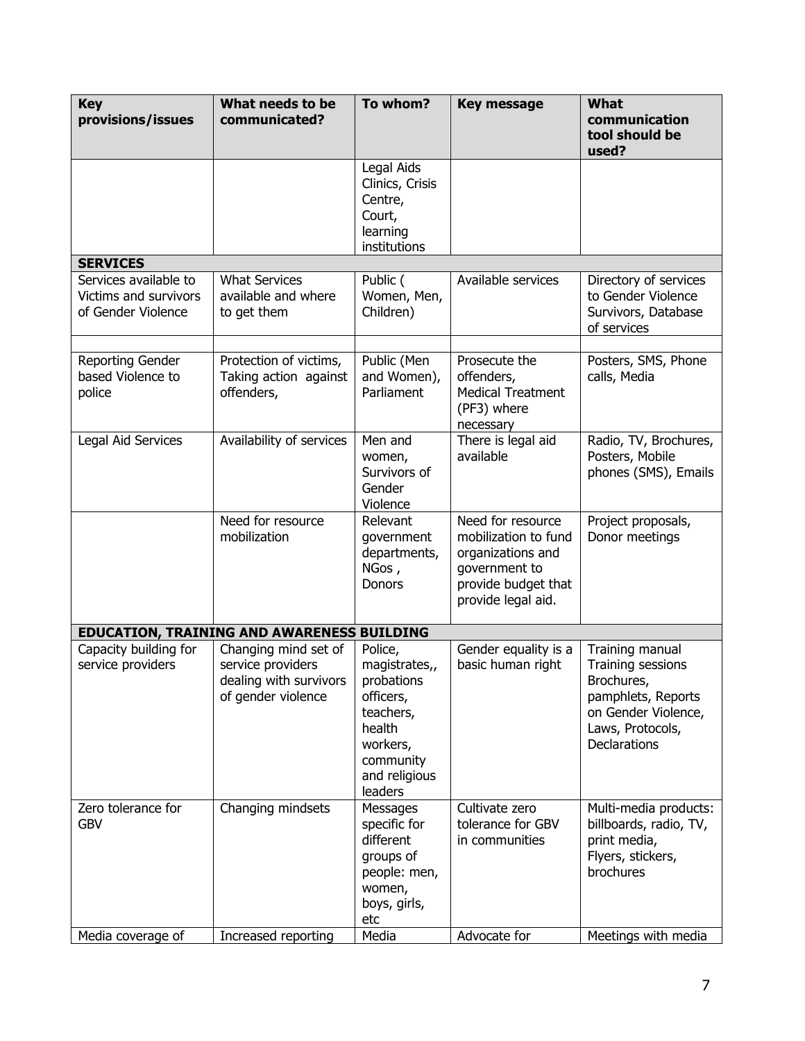| Key provisions/issues | What needs to be communicated? | To whom? | Key message | What communication tool should be used? |
|---|---|---|---|---|
| | | Legal Aids Clinics, Crisis Centre, Court, learning institutions | | |
| **SERVICES** | | | | |
| Services available to Victims and survivors of Gender Violence | What Services available and where to get them | Public ( Women, Men, Children) | Available services | Directory of services to Gender Violence Survivors, Database of services |
| | | | | |
| Reporting Gender based Violence to police | Protection of victims, Taking action against offenders, | Public (Men and Women), Parliament | Prosecute the offenders, Medical Treatment (PF3) where necessary | Posters, SMS, Phone calls, Media |
| Legal Aid Services | Availability of services | Men and women, Survivors of Gender Violence | There is legal aid available | Radio, TV, Brochures, Posters, Mobile phones (SMS), Emails |
| | Need for resource mobilization | Relevant government departments, NGos , Donors | Need for resource mobilization to fund organizations and government to provide budget that provide legal aid. | Project proposals, Donor meetings |
| **EDUCATION, TRAINING AND AWARENESS BUILDING** | | | | |
| Capacity building for service providers | Changing mind set of service providers dealing with survivors of gender violence | Police, magistrates,, probations officers, teachers, health workers, community and religious leaders | Gender equality is a basic human right | Training manual Training sessions Brochures, pamphlets, Reports on Gender Violence, Laws, Protocols, Declarations |
| Zero tolerance for GBV | Changing mindsets | Messages specific for different groups of people: men, women, boys, girls, etc | Cultivate zero tolerance for GBV in communities | Multi-media products: billboards, radio, TV, print media, Flyers, stickers, brochures |
| Media coverage of | Increased reporting | Media | Advocate for | Meetings with media |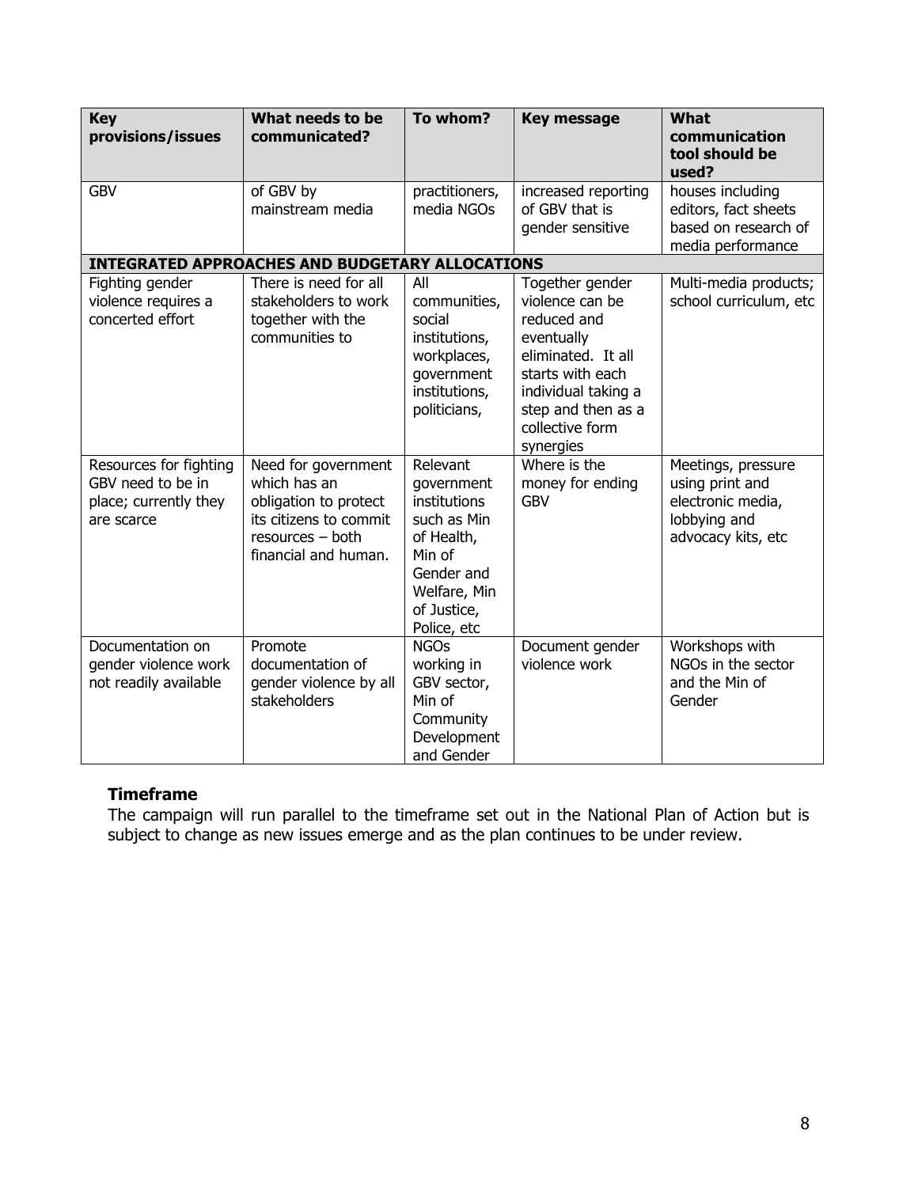| Key provisions/issues | What needs to be communicated? | To whom? | Key message | What communication tool should be used? |
|---|---|---|---|---|
| GBV | of GBV by mainstream media | practitioners, media NGOs | increased reporting of GBV that is gender sensitive | houses including editors, fact sheets based on research of media performance |
| **INTEGRATED APPROACHES AND BUDGETARY ALLOCATIONS** | | | | |
| Fighting gender violence requires a concerted effort | There is need for all stakeholders to work together with the communities to | All communities, social institutions, workplaces, government institutions, politicians, | Together gender violence can be reduced and eventually eliminated. It all starts with each individual taking a step and then as a collective form synergies | Multi-media products; school curriculum, etc |
| Resources for fighting GBV need to be in place; currently they are scarce | Need for government which has an obligation to protect its citizens to commit resources – both financial and human. | Relevant government institutions such as Min of Health, Min of Gender and Welfare, Min of Justice, Police, etc | Where is the money for ending GBV | Meetings, pressure using print and electronic media, lobbying and advocacy kits, etc |
| Documentation on gender violence work not readily available | Promote documentation of gender violence by all stakeholders | NGOs working in GBV sector, Min of Community Development and Gender | Document gender violence work | Workshops with NGOs in the sector and the Min of Gender |

**Timeframe**

The campaign will run parallel to the timeframe set out in the National Plan of Action but is subject to change as new issues emerge and as the plan continues to be under review.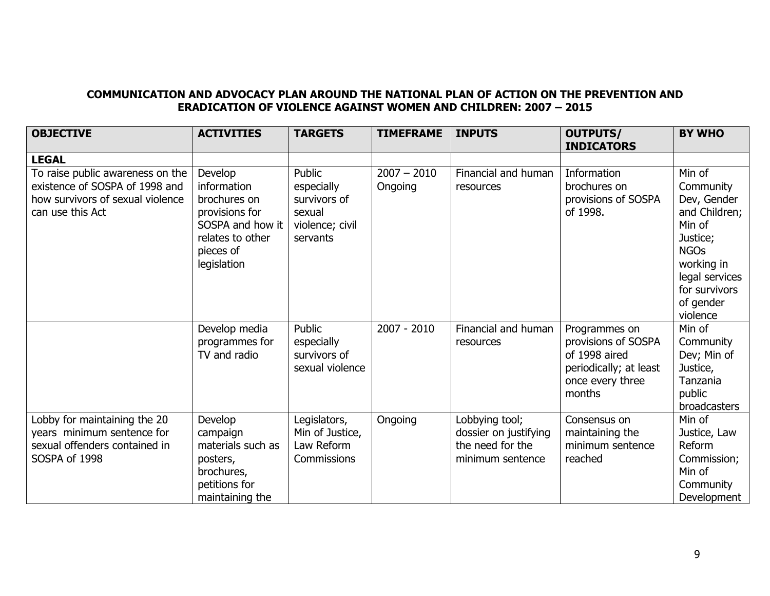**COMMUNICATION AND ADVOCACY PLAN AROUND THE NATIONAL PLAN OF ACTION ON THE PREVENTION AND ERADICATION OF VIOLENCE AGAINST WOMEN AND CHILDREN: 2007 – 2015**

| OBJECTIVE | ACTIVITIES | TARGETS | TIMEFRAME | INPUTS | OUTPUTS/ INDICATORS | BY WHO |
|---|---|---|---|---|---|---|
| **LEGAL** | | | | | | |
| To raise public awareness on the existence of SOSPA of 1998 and how survivors of sexual violence can use this Act | Develop information brochures on provisions for SOSPA and how it relates to other pieces of legislation | Public especially survivors of sexual violence; civil servants | 2007 – 2010 Ongoing | Financial and human resources | Information brochures on provisions of SOSPA of 1998. | Min of Community Dev, Gender and Children; Min of Justice; NGOs working in legal services for survivors of gender violence |
| | Develop media programmes for TV and radio | Public especially survivors of sexual violence | 2007 - 2010 | Financial and human resources | Programmes on provisions of SOSPA of 1998 aired periodically; at least once every three months | Min of Community Dev; Min of Justice, Tanzania public broadcasters |
| Lobby for maintaining the 20 years minimum sentence for sexual offenders contained in SOSPA of 1998 | Develop campaign materials such as posters, brochures, petitions for maintaining the | Legislators, Min of Justice, Law Reform Commissions | Ongoing | Lobbying tool; dossier on justifying the need for the minimum sentence | Consensus on maintaining the minimum sentence reached | Min of Justice, Law Reform Commission; Min of Community Development |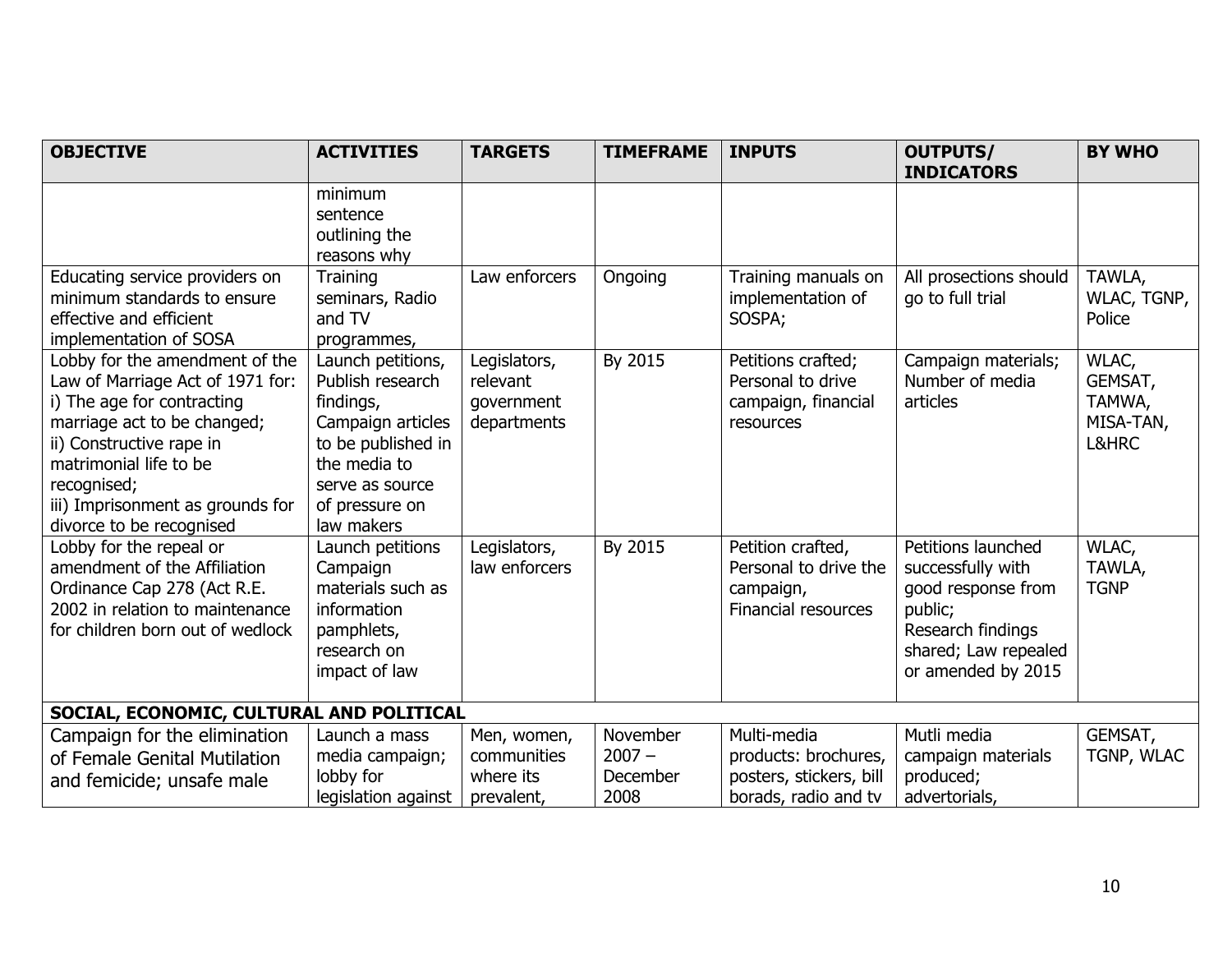| OBJECTIVE | ACTIVITIES | TARGETS | TIMEFRAME | INPUTS | OUTPUTS/ INDICATORS | BY WHO |
|---|---|---|---|---|---|---|
| | minimum sentence outlining the reasons why | | | | | |
| Educating service providers on minimum standards to ensure effective and efficient implementation of SOSA | Training seminars, Radio and TV programmes, | Law enforcers | Ongoing | Training manuals on implementation of SOSPA; | All prosections should go to full trial | TAWLA, WLAC, TGNP, Police |
| Lobby for the amendment of the Law of Marriage Act of 1971 for: i) The age for contracting marriage act to be changed; ii) Constructive rape in matrimonial life to be recognised; iii) Imprisonment as grounds for divorce to be recognised | Launch petitions, Publish research findings, Campaign articles to be published in the media to serve as source of pressure on law makers | Legislators, relevant government departments | By 2015 | Petitions crafted; Personal to drive campaign, financial resources | Campaign materials; Number of media articles | WLAC, GEMSAT, TAMWA, MISA-TAN, L&HRC |
| Lobby for the repeal or amendment of the Affiliation Ordinance Cap 278 (Act R.E. 2002 in relation to maintenance for children born out of wedlock | Launch petitions Campaign materials such as information pamphlets, research on impact of law | Legislators, law enforcers | By 2015 | Petition crafted, Personal to drive the campaign, Financial resources | Petitions launched successfully with good response from public; Research findings shared; Law repealed or amended by 2015 | WLAC, TAWLA, TGNP |
| **SOCIAL, ECONOMIC, CULTURAL AND POLITICAL** | | | | | | |
| Campaign for the elimination of Female Genital Mutilation and femicide; unsafe male | Launch a mass media campaign; lobby for legislation against | Men, women, communities where its prevalent, | November 2007 – December 2008 | Multi-media products: brochures, posters, stickers, bill borads, radio and tv | Mutli media campaign materials produced; advertorials, | GEMSAT, TGNP, WLAC |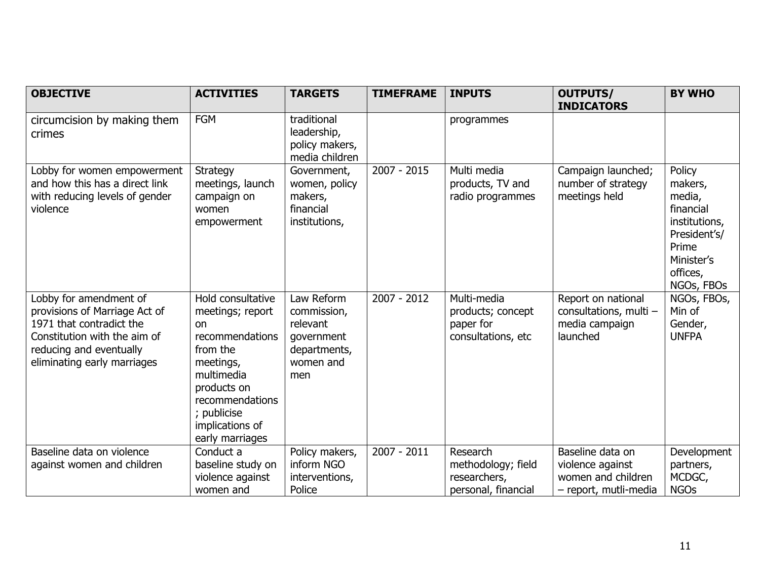| OBJECTIVE | ACTIVITIES | TARGETS | TIMEFRAME | INPUTS | OUTPUTS/ INDICATORS | BY WHO |
|---|---|---|---|---|---|---|
| circumcision by making them crimes | FGM | traditional leadership, policy makers, media children | | programmes | | |
| Lobby for women empowerment and how this has a direct link with reducing levels of gender violence | Strategy meetings, launch campaign on women empowerment | Government, women, policy makers, financial institutions, | 2007 - 2015 | Multi media products, TV and radio programmes | Campaign launched; number of strategy meetings held | Policy makers, media, financial institutions, President's/ Prime Minister's offices, NGOs, FBOs |
| Lobby for amendment of provisions of Marriage Act of 1971 that contradict the Constitution with the aim of reducing and eventually eliminating early marriages | Hold consultative meetings; report on recommendations from the meetings, multimedia products on recommendations ; publicise implications of early marriages | Law Reform commission, relevant government departments, women and men | 2007 - 2012 | Multi-media products; concept paper for consultations, etc | Report on national consultations, multi – media campaign launched | NGOs, FBOs, Min of Gender, UNFPA |
| Baseline data on violence against women and children | Conduct a baseline study on violence against women and | Policy makers, inform NGO interventions, Police | 2007 - 2011 | Research methodology; field researchers, personal, financial | Baseline data on violence against women and children – report, mutli-media | Development partners, MCDGC, NGOs |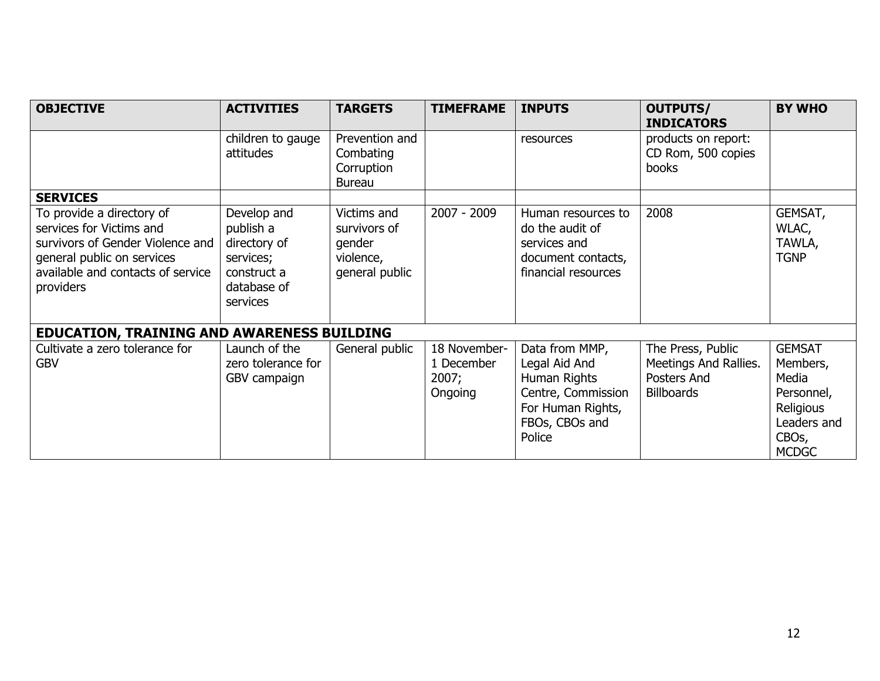| OBJECTIVE | ACTIVITIES | TARGETS | TIMEFRAME | INPUTS | OUTPUTS/ INDICATORS | BY WHO |
|---|---|---|---|---|---|---|
| | children to gauge attitudes | Prevention and Combating Corruption Bureau | | resources | products on report: CD Rom, 500 copies books | |
| **SERVICES** | | | | | | |
| To provide a directory of services for Victims and survivors of Gender Violence and general public on services available and contacts of service providers | Develop and publish a directory of services; construct a database of services | Victims and survivors of gender violence, general public | 2007 - 2009 | Human resources to do the audit of services and document contacts, financial resources | 2008 | GEMSAT, WLAC, TAWLA, TGNP |
| **EDUCATION, TRAINING AND AWARENESS BUILDING** | | | | | | |
| Cultivate a zero tolerance for GBV | Launch of the zero tolerance for GBV campaign | General public | 18 November-1 December 2007; Ongoing | Data from MMP, Legal Aid And Human Rights Centre, Commission For Human Rights, FBOs, CBOs and Police | The Press, Public Meetings And Rallies. Posters And Billboards | GEMSAT Members, Media Personnel, Religious Leaders and CBOs, MCDGC |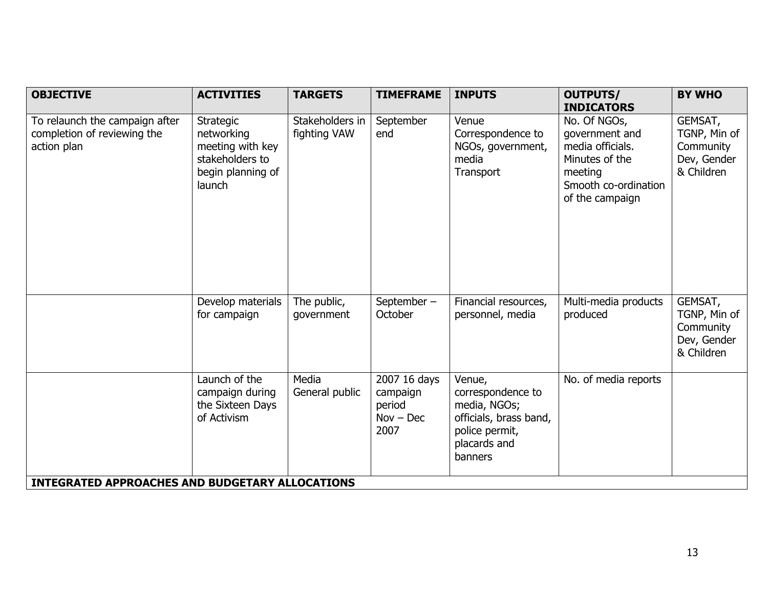| OBJECTIVE | ACTIVITIES | TARGETS | TIMEFRAME | INPUTS | OUTPUTS/ INDICATORS | BY WHO |
|---|---|---|---|---|---|---|
| To relaunch the campaign after completion of reviewing the action plan | Strategic networking meeting with key stakeholders to begin planning of launch | Stakeholders in fighting VAW | September end | Venue<br>Correspondence to NGOs, government, media<br>Transport | No. Of NGOs, government and media officials.<br>Minutes of the meeting<br>Smooth co-ordination of the campaign | GEMSAT, TGNP, Min of Community Dev, Gender & Children |
| | Develop materials for campaign | The public, government | September – October | Financial resources, personnel, media | Multi-media products produced | GEMSAT, TGNP, Min of Community Dev, Gender & Children |
| | Launch of the campaign during the Sixteen Days of Activism | Media<br>General public | 2007 16 days campaign period<br>Nov – Dec 2007 | Venue, correspondence to media, NGOs; officials, brass band, police permit, placards and banners | No. of media reports | |
| **INTEGRATED APPROACHES AND BUDGETARY ALLOCATIONS** | | | | | | |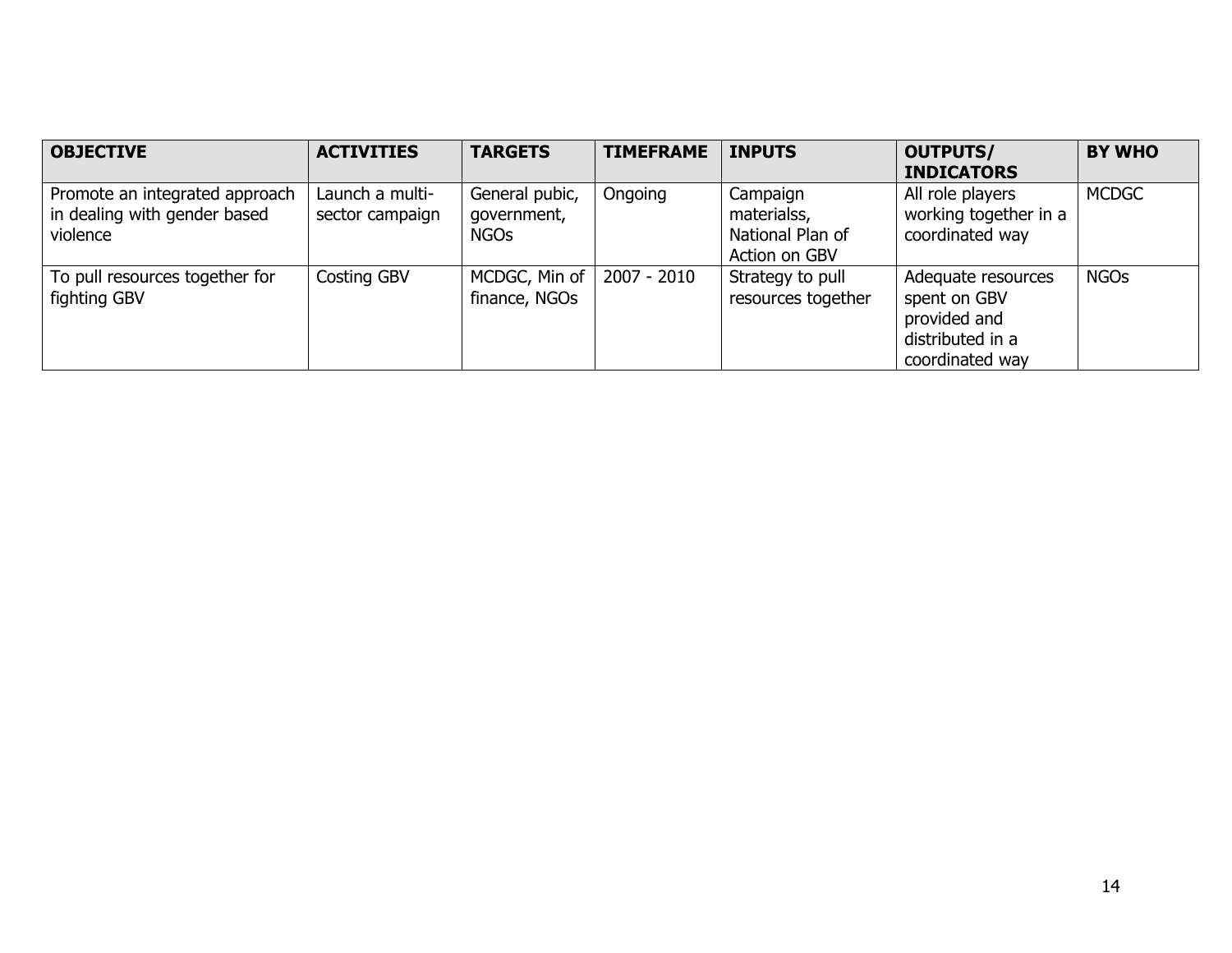| OBJECTIVE | ACTIVITIES | TARGETS | TIMEFRAME | INPUTS | OUTPUTS/ INDICATORS | BY WHO |
|---|---|---|---|---|---|---|
| Promote an integrated approach in dealing with gender based violence | Launch a multi-sector campaign | General pubic, government, NGOs | Ongoing | Campaign materialss, National Plan of Action on GBV | All role players working together in a coordinated way | MCDGC |
| To pull resources together for fighting GBV | Costing GBV | MCDGC, Min of finance, NGOs | 2007 - 2010 | Strategy to pull resources together | Adequate resources spent on GBV provided and distributed in a coordinated way | NGOs |